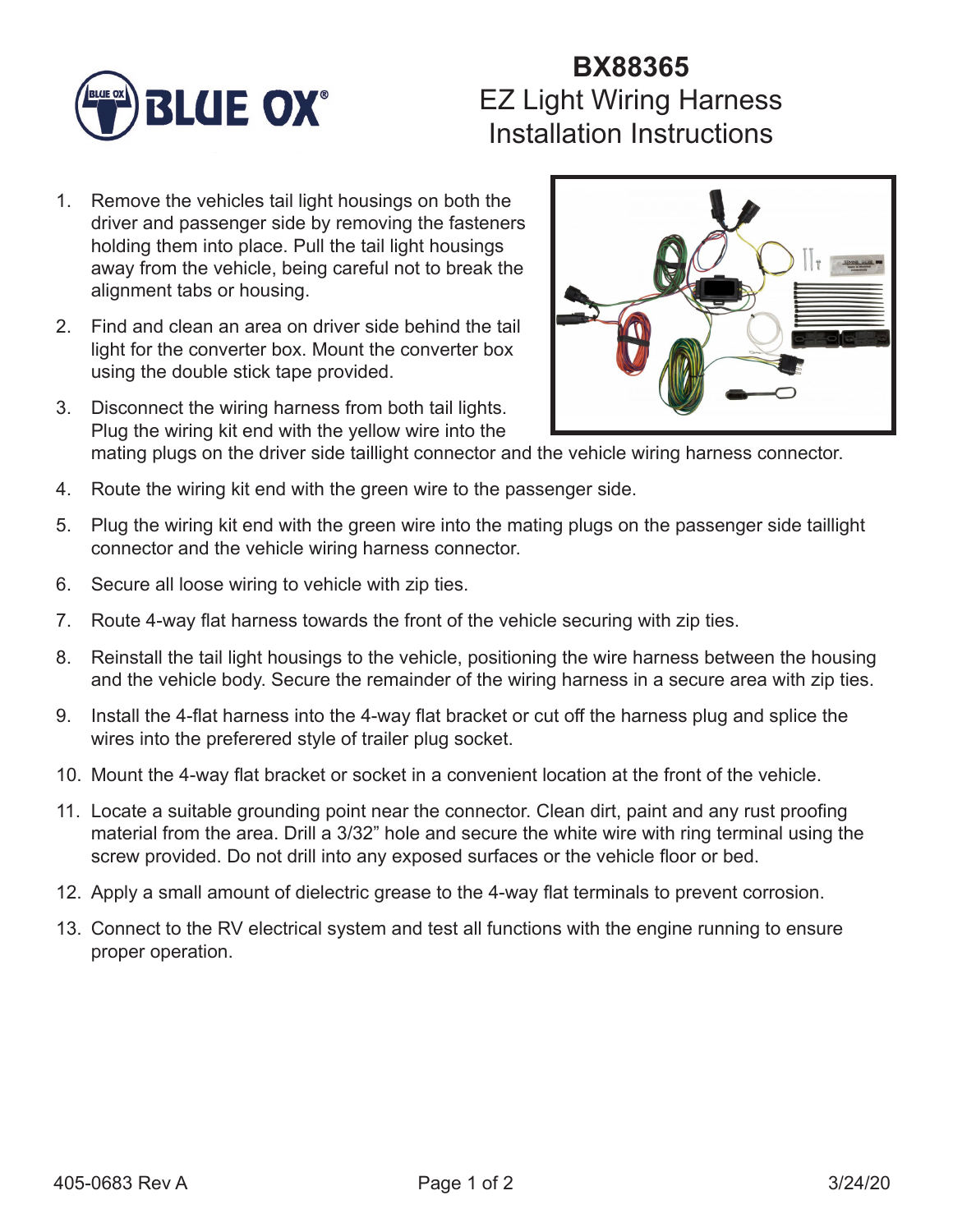# BX88365

## EZ Light Wiring Harness Installation Instructions

1. Remove the vehicles tail light housings on both the driver and passenger side by removing the fasteners holding them into place. Pull the tail light housings away from the vehicle, being careful not to break the alignment tabs or housing.
2. Find and clean an area on driver side behind the tail light for the converter box. Mount the converter box using the double stick tape provided.
3. Disconnect the wiring harness from both tail lights. Plug the wiring kit end with the yellow wire into the mating plugs on the driver side taillight connector and the vehicle wiring harness connector.
4. Route the wiring kit end with the green wire to the passenger side.
5. Plug the wiring kit end with the green wire into the mating plugs on the passenger side taillight connector and the vehicle wiring harness connector.
6. Secure all loose wiring to vehicle with zip ties.
7. Route 4-way flat harness towards the front of the vehicle securing with zip ties.
8. Reinstall the tail light housings to the vehicle, positioning the wire harness between the housing and the vehicle body. Secure the remainder of the wiring harness in a secure area with zip ties.
9. Install the 4-flat harness into the 4-way flat bracket or cut off the harness plug and splice the wires into the preferered style of trailer plug socket.
10. Mount the 4-way flat bracket or socket in a convenient location at the front of the vehicle.
11. Locate a suitable grounding point near the connector. Clean dirt, paint and any rust proofing material from the area. Drill a 3/32" hole and secure the white wire with ring terminal using the screw provided. Do not drill into any exposed surfaces or the vehicle floor or bed.
12. Apply a small amount of dielectric grease to the 4-way flat terminals to prevent corrosion.
13. Connect to the RV electrical system and test all functions with the engine running to ensure proper operation.

405-0683 Rev A 3/24/20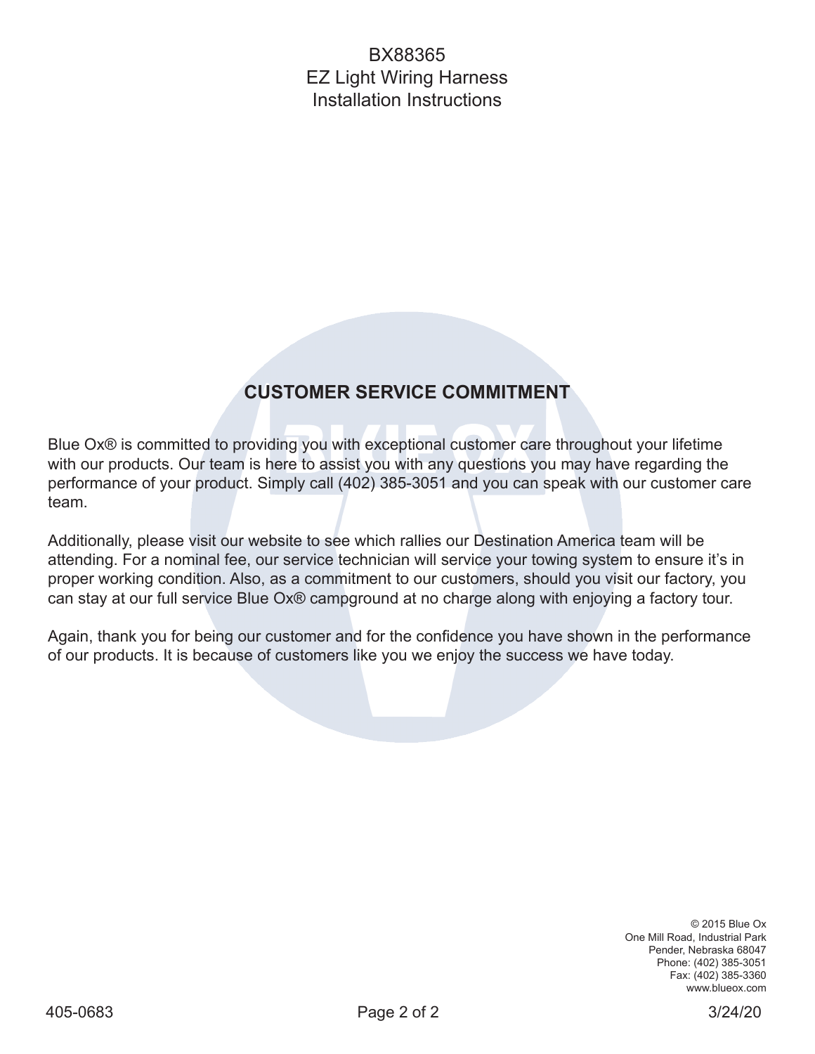BX88365
EZ Light Wiring Harness
Installation Instructions

## CUSTOMER SERVICE COMMITMENT

Blue Ox® is committed to providing you with exceptional customer care throughout your lifetime with our products. Our team is here to assist you with any questions you may have regarding the performance of your product. Simply call (402) 385-3051 and you can speak with our customer care team.

Additionally, please visit our website to see which rallies our Destination America team will be attending. For a nominal fee, our service technician will service your towing system to ensure it's in proper working condition. Also, as a commitment to our customers, should you visit our factory, you can stay at our full service Blue Ox® campground at no charge along with enjoying a factory tour.

Again, thank you for being our customer and for the confidence you have shown in the performance of our products. It is because of customers like you we enjoy the success we have today.

© 2015 Blue Ox
One Mill Road, Industrial Park
Pender, Nebraska 68047
Phone: (402) 385-3051
Fax: (402) 385-3360
www.blueox.com

405-0683

3/24/20